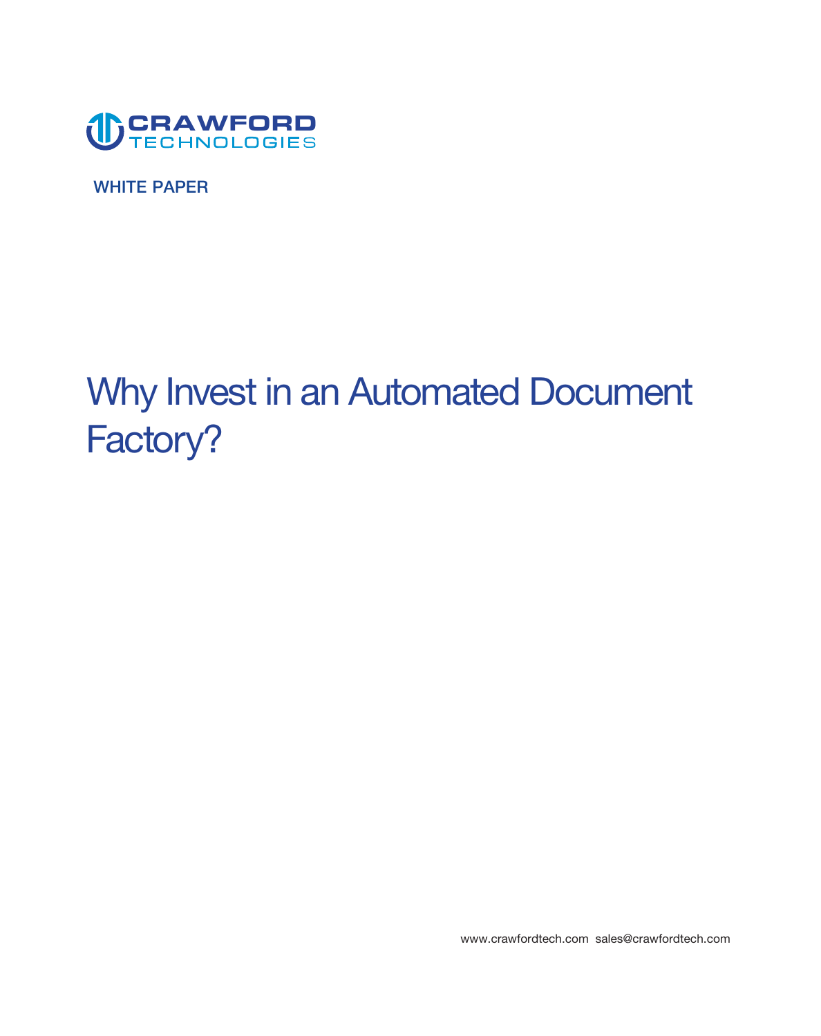CRAWFORD TECHNOLOGIES

WHITE PAPER

# Why Invest in an Automated Document Factory?

www.crawfordtech.com sales@crawfordtech.com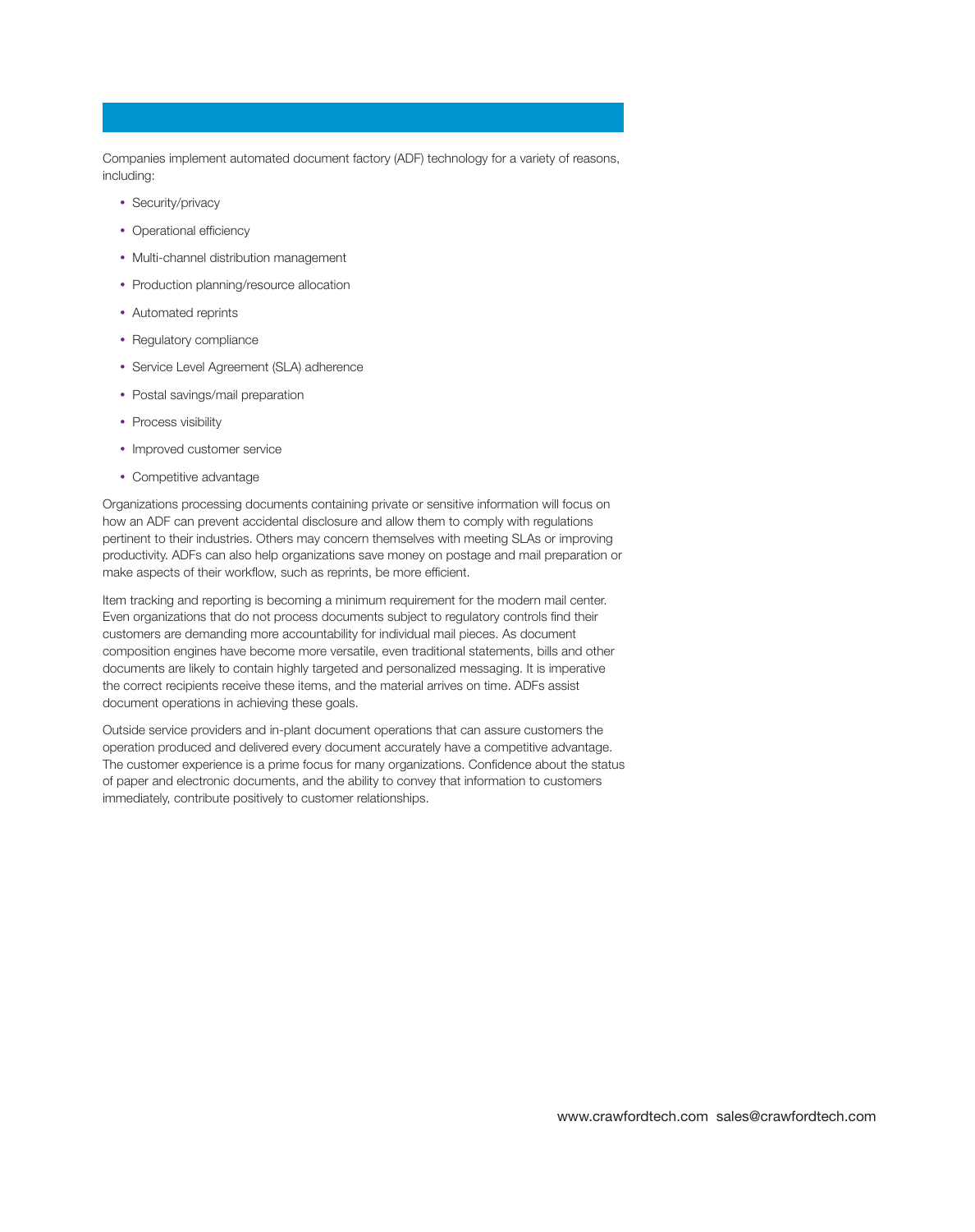Companies implement automated document factory (ADF) technology for a variety of reasons, including:

- Security/privacy
- Operational efficiency
- Multi-channel distribution management
- Production planning/resource allocation
- Automated reprints
- Regulatory compliance
- Service Level Agreement (SLA) adherence
- Postal savings/mail preparation
- Process visibility
- Improved customer service
- Competitive advantage

Organizations processing documents containing private or sensitive information will focus on how an ADF can prevent accidental disclosure and allow them to comply with regulations pertinent to their industries. Others may concern themselves with meeting SLAs or improving productivity. ADFs can also help organizations save money on postage and mail preparation or make aspects of their workflow, such as reprints, be more efficient.

Item tracking and reporting is becoming a minimum requirement for the modern mail center. Even organizations that do not process documents subject to regulatory controls find their customers are demanding more accountability for individual mail pieces. As document composition engines have become more versatile, even traditional statements, bills and other documents are likely to contain highly targeted and personalized messaging. It is imperative the correct recipients receive these items, and the material arrives on time. ADFs assist document operations in achieving these goals.

Outside service providers and in-plant document operations that can assure customers the operation produced and delivered every document accurately have a competitive advantage. The customer experience is a prime focus for many organizations. Confidence about the status of paper and electronic documents, and the ability to convey that information to customers immediately, contribute positively to customer relationships.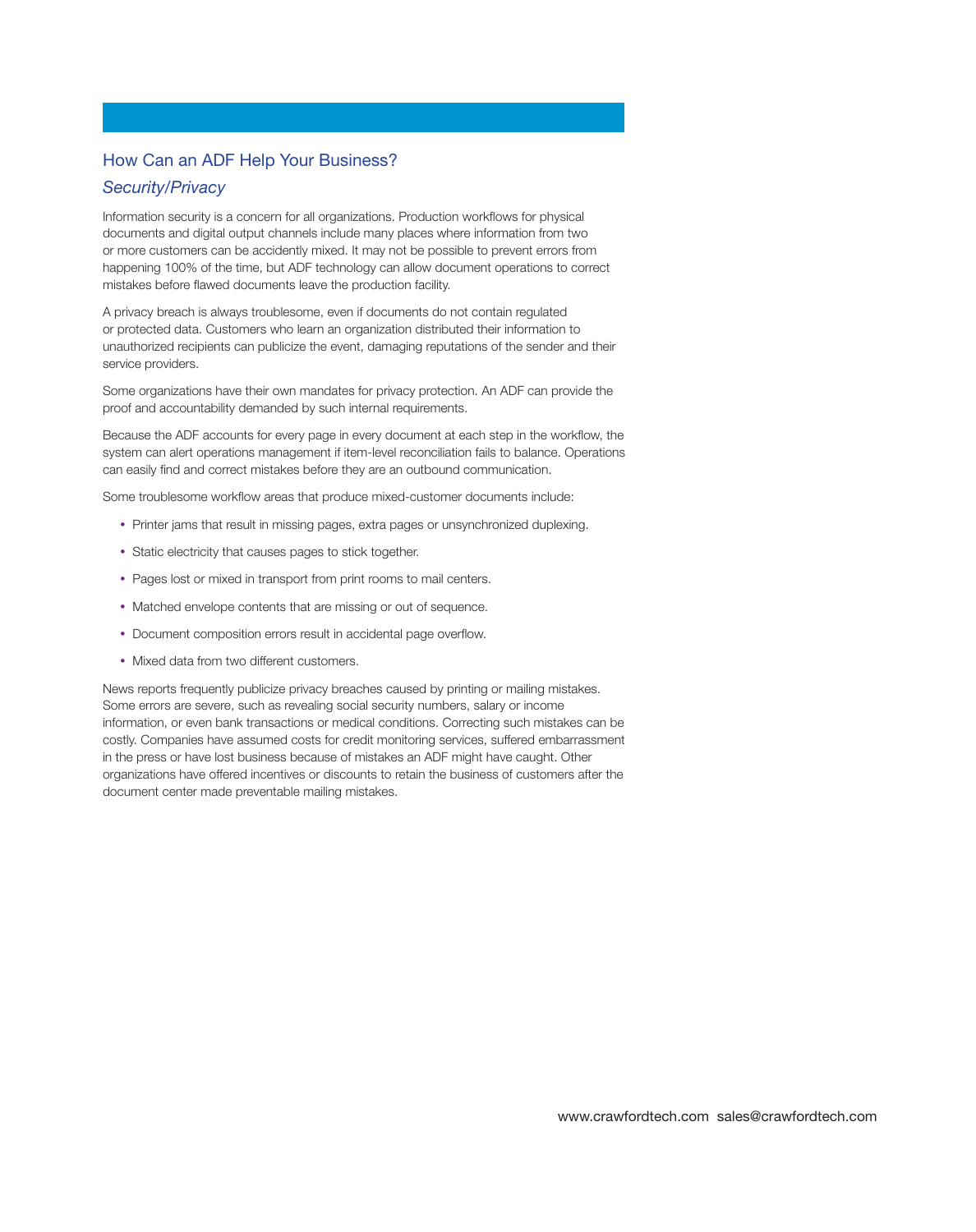## How Can an ADF Help Your Business?

### *Security/Privacy*

Information security is a concern for all organizations. Production workflows for physical documents and digital output channels include many places where information from two or more customers can be accidently mixed. It may not be possible to prevent errors from happening 100% of the time, but ADF technology can allow document operations to correct mistakes before flawed documents leave the production facility.

A privacy breach is always troublesome, even if documents do not contain regulated or protected data. Customers who learn an organization distributed their information to unauthorized recipients can publicize the event, damaging reputations of the sender and their service providers.

Some organizations have their own mandates for privacy protection. An ADF can provide the proof and accountability demanded by such internal requirements.

Because the ADF accounts for every page in every document at each step in the workflow, the system can alert operations management if item-level reconciliation fails to balance. Operations can easily find and correct mistakes before they are an outbound communication.

Some troublesome workflow areas that produce mixed-customer documents include:

- Printer jams that result in missing pages, extra pages or unsynchronized duplexing.
- Static electricity that causes pages to stick together.
- Pages lost or mixed in transport from print rooms to mail centers.
- Matched envelope contents that are missing or out of sequence.
- Document composition errors result in accidental page overflow.
- Mixed data from two different customers.

News reports frequently publicize privacy breaches caused by printing or mailing mistakes. Some errors are severe, such as revealing social security numbers, salary or income information, or even bank transactions or medical conditions. Correcting such mistakes can be costly. Companies have assumed costs for credit monitoring services, suffered embarrassment in the press or have lost business because of mistakes an ADF might have caught. Other organizations have offered incentives or discounts to retain the business of customers after the document center made preventable mailing mistakes.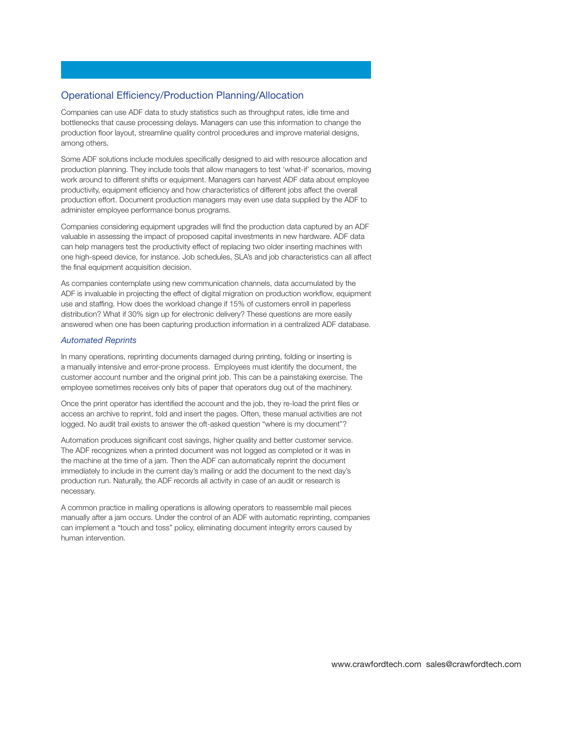## Operational Efficiency/Production Planning/Allocation

Companies can use ADF data to study statistics such as throughput rates, idle time and bottlenecks that cause processing delays. Managers can use this information to change the production floor layout, streamline quality control procedures and improve material designs, among others.

Some ADF solutions include modules specifically designed to aid with resource allocation and production planning. They include tools that allow managers to test 'what-if' scenarios, moving work around to different shifts or equipment. Managers can harvest ADF data about employee productivity, equipment efficiency and how characteristics of different jobs affect the overall production effort. Document production managers may even use data supplied by the ADF to administer employee performance bonus programs.

Companies considering equipment upgrades will find the production data captured by an ADF valuable in assessing the impact of proposed capital investments in new hardware. ADF data can help managers test the productivity effect of replacing two older inserting machines with one high-speed device, for instance. Job schedules, SLA's and job characteristics can all affect the final equipment acquisition decision.

As companies contemplate using new communication channels, data accumulated by the ADF is invaluable in projecting the effect of digital migration on production workflow, equipment use and staffing. How does the workload change if 15% of customers enroll in paperless distribution? What if 30% sign up for electronic delivery? These questions are more easily answered when one has been capturing production information in a centralized ADF database.

### *Automated Reprints*

In many operations, reprinting documents damaged during printing, folding or inserting is a manually intensive and error-prone process. Employees must identify the document, the customer account number and the original print job. This can be a painstaking exercise. The employee sometimes receives only bits of paper that operators dug out of the machinery.

Once the print operator has identified the account and the job, they re-load the print files or access an archive to reprint, fold and insert the pages. Often, these manual activities are not logged. No audit trail exists to answer the oft-asked question "where is my document"?

Automation produces significant cost savings, higher quality and better customer service. The ADF recognizes when a printed document was not logged as completed or it was in the machine at the time of a jam. Then the ADF can automatically reprint the document immediately to include in the current day's mailing or add the document to the next day's production run. Naturally, the ADF records all activity in case of an audit or research is necessary.

A common practice in mailing operations is allowing operators to reassemble mail pieces manually after a jam occurs. Under the control of an ADF with automatic reprinting, companies can implement a "touch and toss" policy, eliminating document integrity errors caused by human intervention.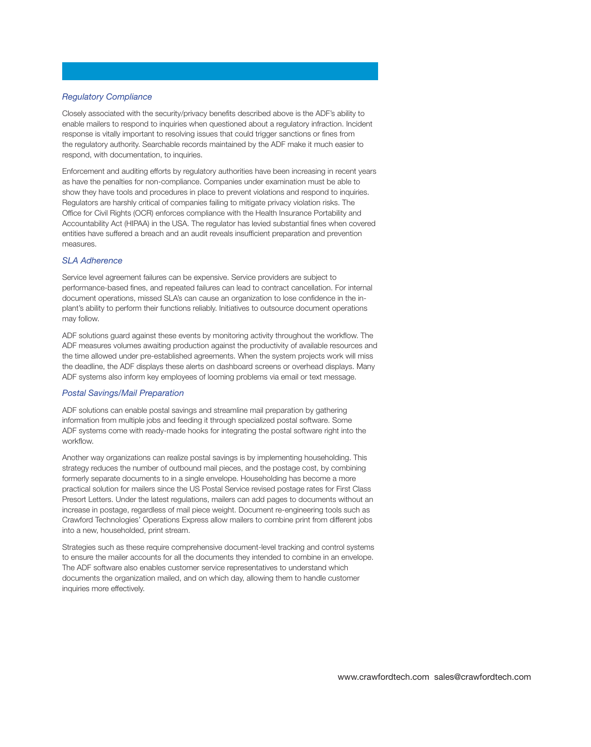### *Regulatory Compliance*

Closely associated with the security/privacy benefits described above is the ADF's ability to enable mailers to respond to inquiries when questioned about a regulatory infraction. Incident response is vitally important to resolving issues that could trigger sanctions or fines from the regulatory authority. Searchable records maintained by the ADF make it much easier to respond, with documentation, to inquiries.

Enforcement and auditing efforts by regulatory authorities have been increasing in recent years as have the penalties for non-compliance. Companies under examination must be able to show they have tools and procedures in place to prevent violations and respond to inquiries. Regulators are harshly critical of companies failing to mitigate privacy violation risks. The Office for Civil Rights (OCR) enforces compliance with the Health Insurance Portability and Accountability Act (HIPAA) in the USA. The regulator has levied substantial fines when covered entities have suffered a breach and an audit reveals insufficient preparation and prevention measures.

### *SLA Adherence*

Service level agreement failures can be expensive. Service providers are subject to performance-based fines, and repeated failures can lead to contract cancellation. For internal document operations, missed SLA's can cause an organization to lose confidence in the in-plant's ability to perform their functions reliably. Initiatives to outsource document operations may follow.

ADF solutions guard against these events by monitoring activity throughout the workflow. The ADF measures volumes awaiting production against the productivity of available resources and the time allowed under pre-established agreements. When the system projects work will miss the deadline, the ADF displays these alerts on dashboard screens or overhead displays. Many ADF systems also inform key employees of looming problems via email or text message.

### *Postal Savings/Mail Preparation*

ADF solutions can enable postal savings and streamline mail preparation by gathering information from multiple jobs and feeding it through specialized postal software. Some ADF systems come with ready-made hooks for integrating the postal software right into the workflow.

Another way organizations can realize postal savings is by implementing householding. This strategy reduces the number of outbound mail pieces, and the postage cost, by combining formerly separate documents to in a single envelope. Householding has become a more practical solution for mailers since the US Postal Service revised postage rates for First Class Presort Letters. Under the latest regulations, mailers can add pages to documents without an increase in postage, regardless of mail piece weight. Document re-engineering tools such as Crawford Technologies' Operations Express allow mailers to combine print from different jobs into a new, householded, print stream.

Strategies such as these require comprehensive document-level tracking and control systems to ensure the mailer accounts for all the documents they intended to combine in an envelope. The ADF software also enables customer service representatives to understand which documents the organization mailed, and on which day, allowing them to handle customer inquiries more effectively.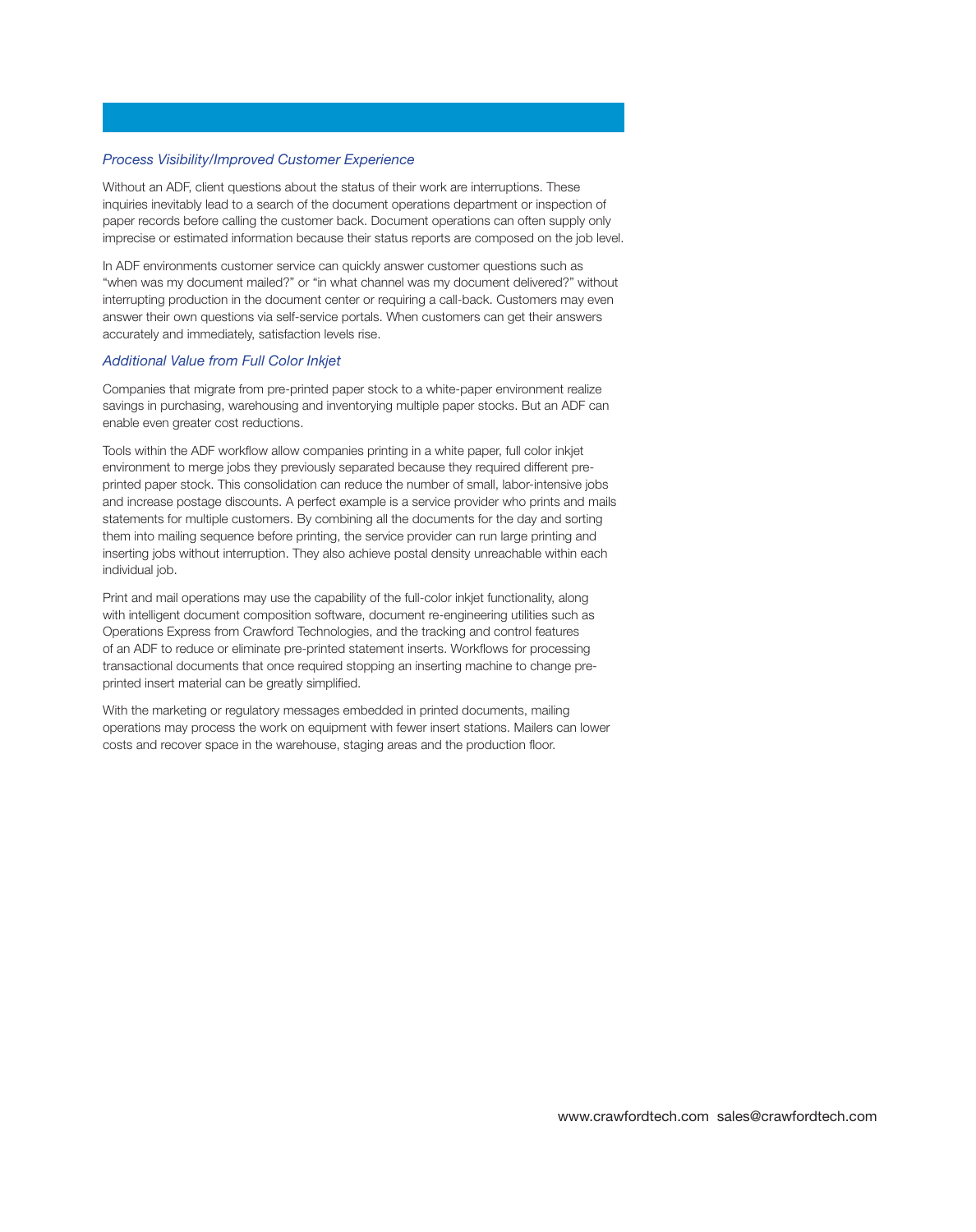### *Process Visibility/Improved Customer Experience*

Without an ADF, client questions about the status of their work are interruptions. These inquiries inevitably lead to a search of the document operations department or inspection of paper records before calling the customer back. Document operations can often supply only imprecise or estimated information because their status reports are composed on the job level.

In ADF environments customer service can quickly answer customer questions such as "when was my document mailed?" or "in what channel was my document delivered?" without interrupting production in the document center or requiring a call-back. Customers may even answer their own questions via self-service portals. When customers can get their answers accurately and immediately, satisfaction levels rise.

### *Additional Value from Full Color Inkjet*

Companies that migrate from pre-printed paper stock to a white-paper environment realize savings in purchasing, warehousing and inventorying multiple paper stocks. But an ADF can enable even greater cost reductions.

Tools within the ADF workflow allow companies printing in a white paper, full color inkjet environment to merge jobs they previously separated because they required different pre-printed paper stock. This consolidation can reduce the number of small, labor-intensive jobs and increase postage discounts. A perfect example is a service provider who prints and mails statements for multiple customers. By combining all the documents for the day and sorting them into mailing sequence before printing, the service provider can run large printing and inserting jobs without interruption. They also achieve postal density unreachable within each individual job.

Print and mail operations may use the capability of the full-color inkjet functionality, along with intelligent document composition software, document re-engineering utilities such as Operations Express from Crawford Technologies, and the tracking and control features of an ADF to reduce or eliminate pre-printed statement inserts. Workflows for processing transactional documents that once required stopping an inserting machine to change pre-printed insert material can be greatly simplified.

With the marketing or regulatory messages embedded in printed documents, mailing operations may process the work on equipment with fewer insert stations. Mailers can lower costs and recover space in the warehouse, staging areas and the production floor.

www.crawfordtech.com sales@crawfordtech.com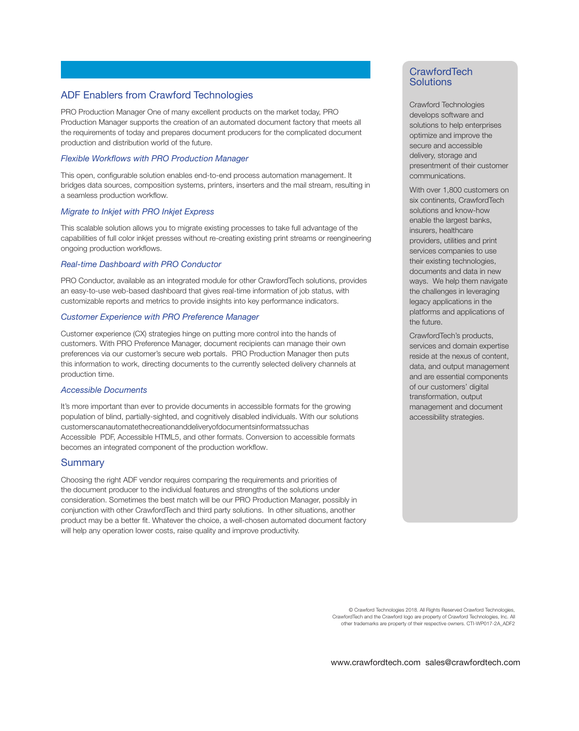## ADF Enablers from Crawford Technologies

PRO Production Manager One of many excellent products on the market today, PRO Production Manager supports the creation of an automated document factory that meets all the requirements of today and prepares document producers for the complicated document production and distribution world of the future.

### *Flexible Workflows with PRO Production Manager*

This open, configurable solution enables end-to-end process automation management. It bridges data sources, composition systems, printers, inserters and the mail stream, resulting in a seamless production workflow.

### *Migrate to Inkjet with PRO Inkjet Express*

This scalable solution allows you to migrate existing processes to take full advantage of the capabilities of full color inkjet presses without re-creating existing print streams or reengineering ongoing production workflows.

### *Real-time Dashboard with PRO Conductor*

PRO Conductor, available as an integrated module for other CrawfordTech solutions, provides an easy-to-use web-based dashboard that gives real-time information of job status, with customizable reports and metrics to provide insights into key performance indicators.

### *Customer Experience with PRO Preference Manager*

Customer experience (CX) strategies hinge on putting more control into the hands of customers. With PRO Preference Manager, document recipients can manage their own preferences via our customer's secure web portals. PRO Production Manager then puts this information to work, directing documents to the currently selected delivery channels at production time.

### *Accessible Documents*

It's more important than ever to provide documents in accessible formats for the growing population of blind, partially-sighted, and cognitively disabled individuals. With our solutions customerscanautomatethecreationanddeliveryofdocumentsinformatssuchas Accessible PDF, Accessible HTML5, and other formats. Conversion to accessible formats becomes an integrated component of the production workflow.

## Summary

Choosing the right ADF vendor requires comparing the requirements and priorities of the document producer to the individual features and strengths of the solutions under consideration. Sometimes the best match will be our PRO Production Manager, possibly in conjunction with other CrawfordTech and third party solutions. In other situations, another product may be a better fit. Whatever the choice, a well-chosen automated document factory will help any operation lower costs, raise quality and improve productivity.

## CrawfordTech Solutions

Crawford Technologies develops software and solutions to help enterprises optimize and improve the secure and accessible delivery, storage and presentment of their customer communications.

With over 1,800 customers on six continents, CrawfordTech solutions and know-how enable the largest banks, insurers, healthcare providers, utilities and print services companies to use their existing technologies, documents and data in new ways. We help them navigate the challenges in leveraging legacy applications in the platforms and applications of the future.

CrawfordTech's products, services and domain expertise reside at the nexus of content, data, and output management and are essential components of our customers' digital transformation, output management and document accessibility strategies.

© Crawford Technologies 2018. All Rights Reserved Crawford Technologies, CrawfordTech and the Crawford logo are property of Crawford Technologies, Inc. All other trademarks are property of their respective owners. CTI-WP017-2A_ADF2

www.crawfordtech.com sales@crawfordtech.com